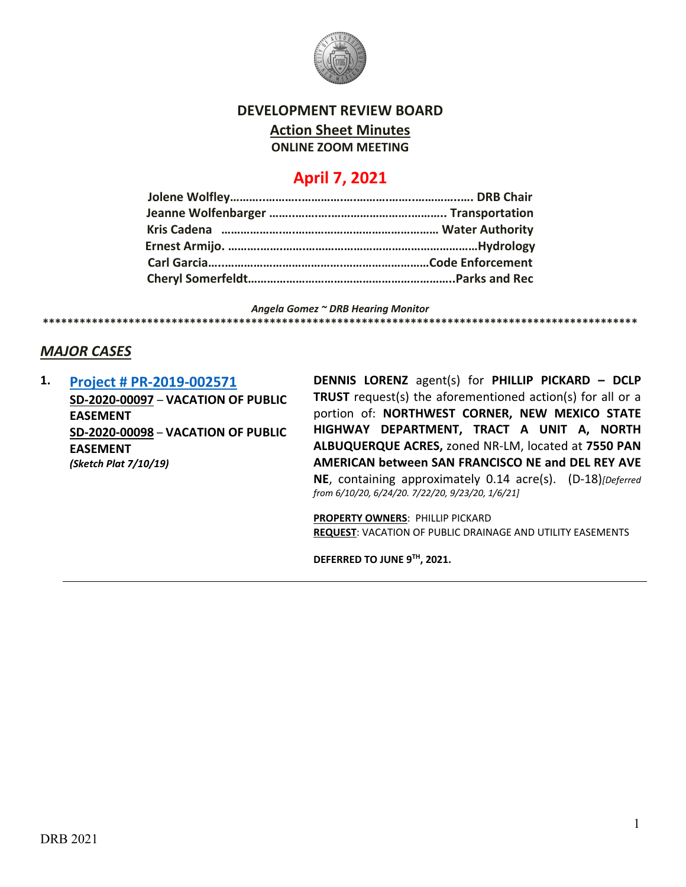# DEVELOPMENT REVIEW BOARD

## Action Sheet Minutes

**ONLINE ZOOM MEETING**

## April 7, 2021

**Jolene Wolfley……………………………………………………………. DRB Chair**
**Jeanne Wolfenbarger …………………………………………….. Transportation**
**Kris Cadena ………………………………………………………… Water Authority**
**Ernest Armijo. …………………………………………………………………Hydrology**
**Carl Garcia……………………………………………………………Code Enforcement**
**Cheryl Somerfeldt……………………………………………………..Parks and Rec**

*Angela Gomez ~ DRB Hearing Monitor*

****************************************************************************************************

## *MAJOR CASES*

**1. Project # PR-2019-002571**
**SD-2020-00097 – VACATION OF PUBLIC EASEMENT**
**SD-2020-00098 – VACATION OF PUBLIC EASEMENT**
***(Sketch Plat 7/10/19)***

**DENNIS LORENZ** agent(s) for **PHILLIP PICKARD – DCLP TRUST** request(s) the aforementioned action(s) for all or a portion of: **NORTHWEST CORNER, NEW MEXICO STATE HIGHWAY DEPARTMENT, TRACT A UNIT A, NORTH ALBUQUERQUE ACRES,** zoned NR-LM, located at **7550 PAN AMERICAN between SAN FRANCISCO NE and DEL REY AVE NE**, containing approximately 0.14 acre(s). (D-18)*[Deferred from 6/10/20, 6/24/20. 7/22/20, 9/23/20, 1/6/21]*

**PROPERTY OWNERS**: PHILLIP PICKARD
**REQUEST**: VACATION OF PUBLIC DRAINAGE AND UTILITY EASEMENTS

**DEFERRED TO JUNE 9TH, 2021.**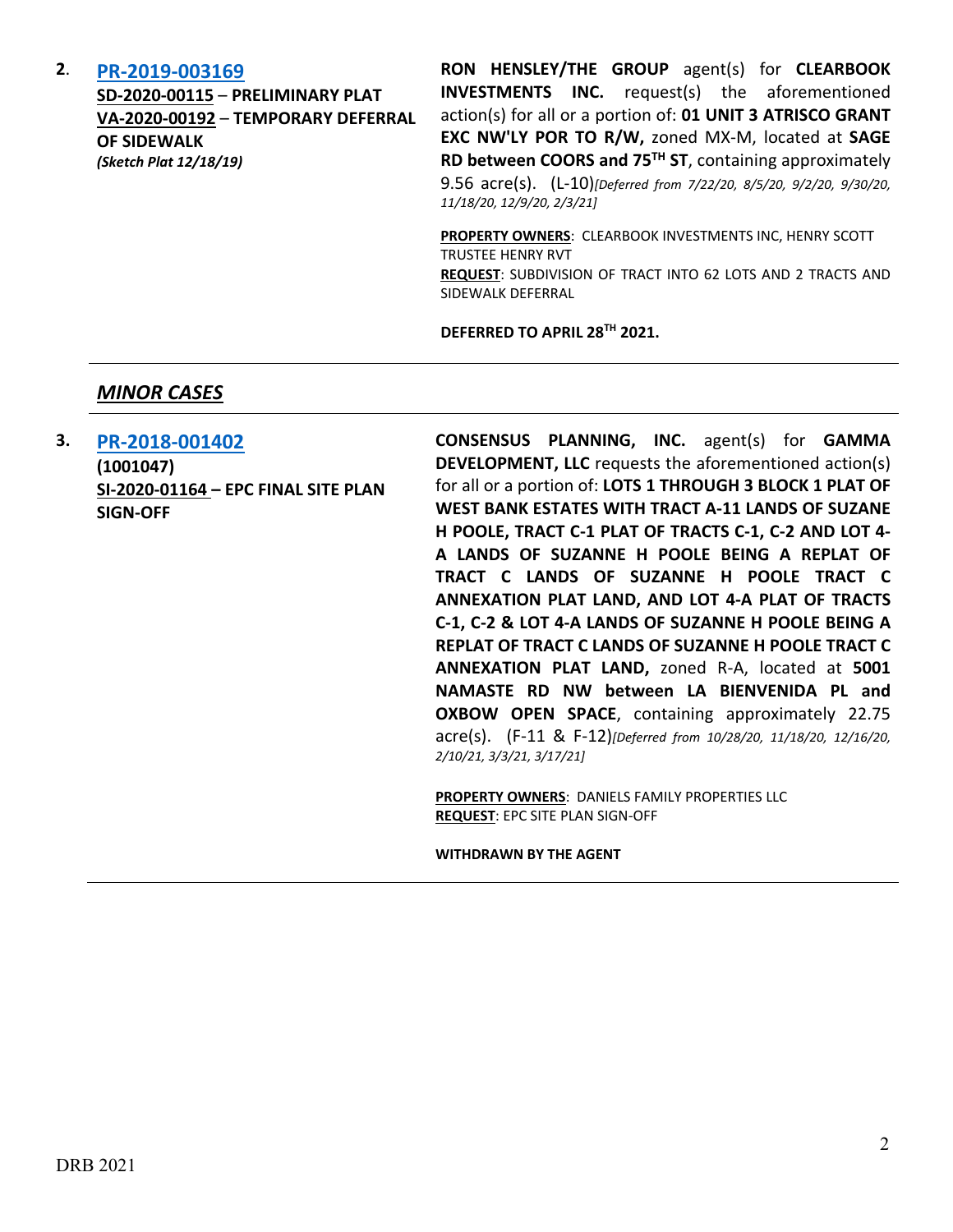**2**. **PR-2019-003169**
**SD-2020-00115** – **PRELIMINARY PLAT**
**VA-2020-00192** – **TEMPORARY DEFERRAL OF SIDEWALK**
***(Sketch Plat 12/18/19)***

**RON HENSLEY/THE GROUP** agent(s) for **CLEARBOOK INVESTMENTS INC.** request(s) the aforementioned action(s) for all or a portion of: **01 UNIT 3 ATRISCO GRANT EXC NW'LY POR TO R/W,** zoned MX-M, located at **SAGE RD between COORS and 75TH ST**, containing approximately 9.56 acre(s). (L-10)*[Deferred from 7/22/20, 8/5/20, 9/2/20, 9/30/20, 11/18/20, 12/9/20, 2/3/21]*

**PROPERTY OWNERS**: CLEARBOOK INVESTMENTS INC, HENRY SCOTT TRUSTEE HENRY RVT
**REQUEST**: SUBDIVISION OF TRACT INTO 62 LOTS AND 2 TRACTS AND SIDEWALK DEFERRAL

**DEFERRED TO APRIL 28TH 2021.**

---

## ***MINOR CASES***

---

**3.** **PR-2018-001402**
**(1001047)**
**SI-2020-01164 – EPC FINAL SITE PLAN SIGN-OFF**

**CONSENSUS PLANNING, INC.** agent(s) for **GAMMA DEVELOPMENT, LLC** requests the aforementioned action(s) for all or a portion of: **LOTS 1 THROUGH 3 BLOCK 1 PLAT OF WEST BANK ESTATES WITH TRACT A-11 LANDS OF SUZANE H POOLE, TRACT C-1 PLAT OF TRACTS C-1, C-2 AND LOT 4-A LANDS OF SUZANNE H POOLE BEING A REPLAT OF TRACT C LANDS OF SUZANNE H POOLE TRACT C ANNEXATION PLAT LAND, AND LOT 4-A PLAT OF TRACTS C-1, C-2 & LOT 4-A LANDS OF SUZANNE H POOLE BEING A REPLAT OF TRACT C LANDS OF SUZANNE H POOLE TRACT C ANNEXATION PLAT LAND,** zoned R-A, located at **5001 NAMASTE RD NW between LA BIENVENIDA PL and OXBOW OPEN SPACE**, containing approximately 22.75 acre(s). (F-11 & F-12)*[Deferred from 10/28/20, 11/18/20, 12/16/20, 2/10/21, 3/3/21, 3/17/21]*

**PROPERTY OWNERS**: DANIELS FAMILY PROPERTIES LLC
**REQUEST**: EPC SITE PLAN SIGN-OFF

**WITHDRAWN BY THE AGENT**

---

DRB 2021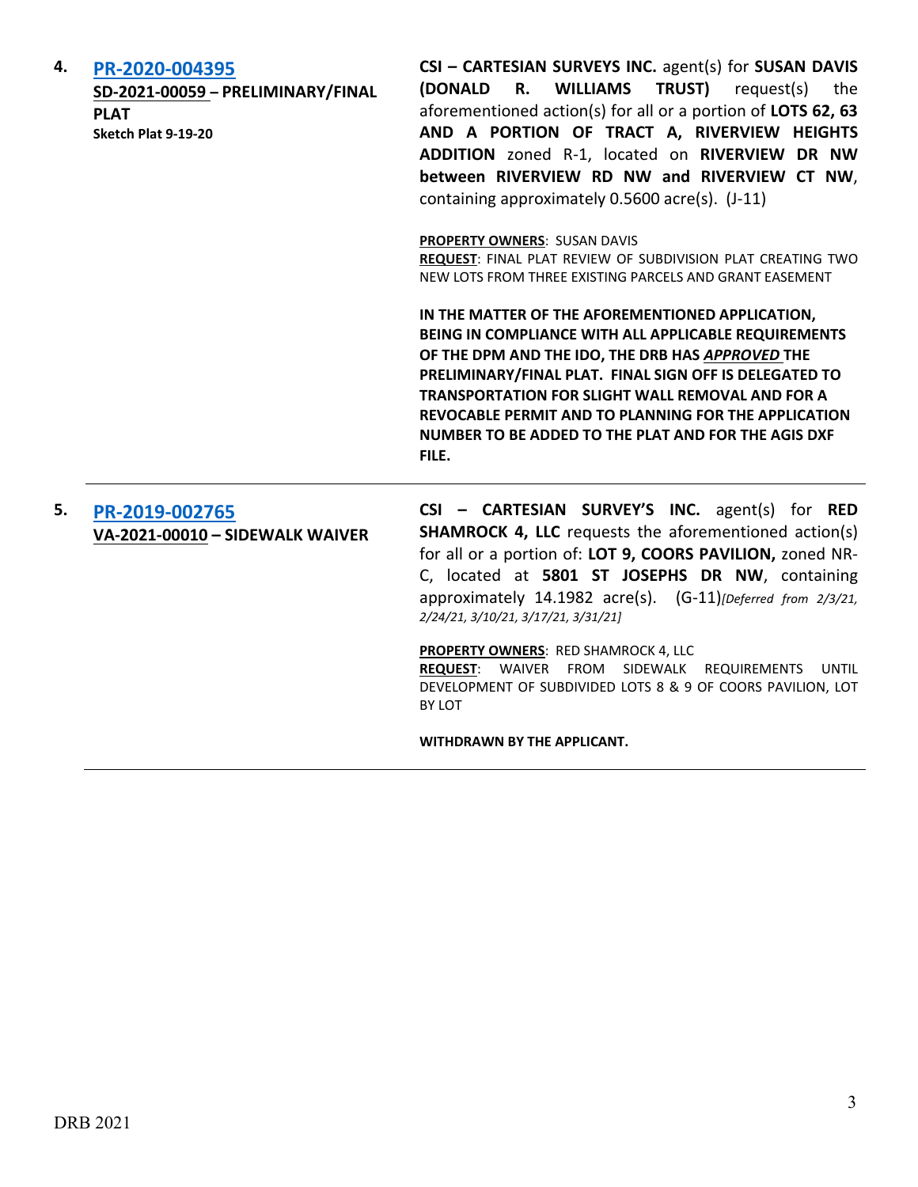**4.** **PR-2020-004395**
**SD-2021-00059 – PRELIMINARY/FINAL PLAT**
**Sketch Plat 9-19-20**

**CSI – CARTESIAN SURVEYS INC.** agent(s) for **SUSAN DAVIS (DONALD R. WILLIAMS TRUST)** request(s) the aforementioned action(s) for all or a portion of **LOTS 62, 63 AND A PORTION OF TRACT A, RIVERVIEW HEIGHTS ADDITION** zoned R-1, located on **RIVERVIEW DR NW between RIVERVIEW RD NW and RIVERVIEW CT NW**, containing approximately 0.5600 acre(s). (J-11)

**PROPERTY OWNERS**: SUSAN DAVIS
**REQUEST**: FINAL PLAT REVIEW OF SUBDIVISION PLAT CREATING TWO NEW LOTS FROM THREE EXISTING PARCELS AND GRANT EASEMENT

**IN THE MATTER OF THE AFOREMENTIONED APPLICATION, BEING IN COMPLIANCE WITH ALL APPLICABLE REQUIREMENTS OF THE DPM AND THE IDO, THE DRB HAS *APPROVED* THE PRELIMINARY/FINAL PLAT. FINAL SIGN OFF IS DELEGATED TO TRANSPORTATION FOR SLIGHT WALL REMOVAL AND FOR A REVOCABLE PERMIT AND TO PLANNING FOR THE APPLICATION NUMBER TO BE ADDED TO THE PLAT AND FOR THE AGIS DXF FILE.**

---

**5.** **PR-2019-002765**
**VA-2021-00010 – SIDEWALK WAIVER**

**CSI – CARTESIAN SURVEY'S INC.** agent(s) for **RED SHAMROCK 4, LLC** requests the aforementioned action(s) for all or a portion of: **LOT 9, COORS PAVILION,** zoned NR-C, located at **5801 ST JOSEPHS DR NW**, containing approximately 14.1982 acre(s). (G-11)*[Deferred from 2/3/21, 2/24/21, 3/10/21, 3/17/21, 3/31/21]*

**PROPERTY OWNERS**: RED SHAMROCK 4, LLC
**REQUEST**: WAIVER FROM SIDEWALK REQUIREMENTS UNTIL DEVELOPMENT OF SUBDIVIDED LOTS 8 & 9 OF COORS PAVILION, LOT BY LOT

**WITHDRAWN BY THE APPLICANT.**

---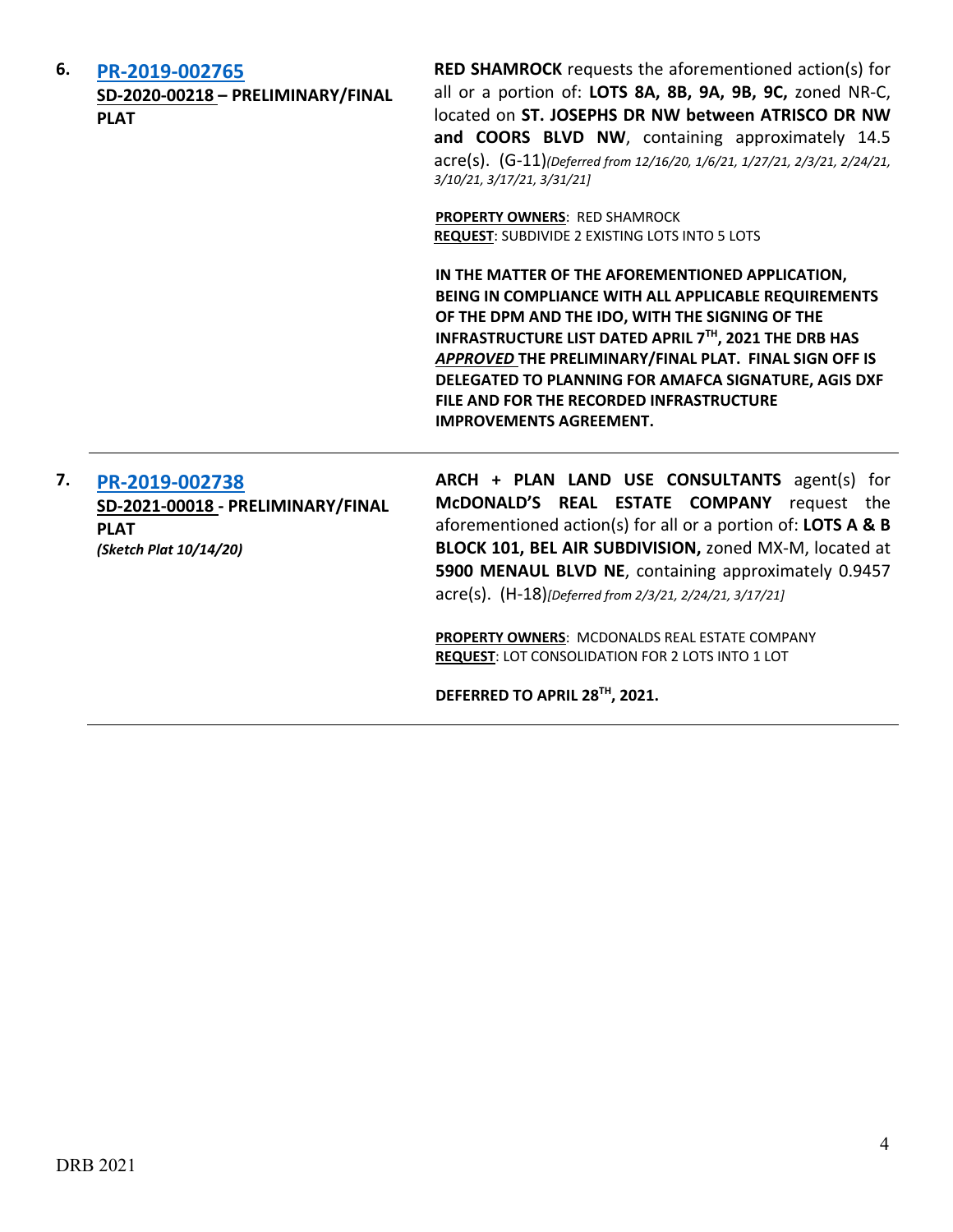**6.** **PR-2019-002765**
**SD-2020-00218 – PRELIMINARY/FINAL PLAT**

**RED SHAMROCK** requests the aforementioned action(s) for all or a portion of: **LOTS 8A, 8B, 9A, 9B, 9C,** zoned NR-C, located on **ST. JOSEPHS DR NW between ATRISCO DR NW and COORS BLVD NW**, containing approximately 14.5 acre(s). (G-11)*[Deferred from 12/16/20, 1/6/21, 1/27/21, 2/3/21, 2/24/21, 3/10/21, 3/17/21, 3/31/21]*

**PROPERTY OWNERS**: RED SHAMROCK
**REQUEST**: SUBDIVIDE 2 EXISTING LOTS INTO 5 LOTS

**IN THE MATTER OF THE AFOREMENTIONED APPLICATION, BEING IN COMPLIANCE WITH ALL APPLICABLE REQUIREMENTS OF THE DPM AND THE IDO, WITH THE SIGNING OF THE INFRASTRUCTURE LIST DATED APRIL 7TH, 2021 THE DRB HAS *APPROVED* THE PRELIMINARY/FINAL PLAT. FINAL SIGN OFF IS DELEGATED TO PLANNING FOR AMAFCA SIGNATURE, AGIS DXF FILE AND FOR THE RECORDED INFRASTRUCTURE IMPROVEMENTS AGREEMENT.**

---

**7.** **PR-2019-002738**
**SD-2021-00018 - PRELIMINARY/FINAL PLAT**
***(Sketch Plat 10/14/20)***

**ARCH + PLAN LAND USE CONSULTANTS** agent(s) for **McDONALD'S REAL ESTATE COMPANY** request the aforementioned action(s) for all or a portion of: **LOTS A & B BLOCK 101, BEL AIR SUBDIVISION,** zoned MX-M, located at **5900 MENAUL BLVD NE**, containing approximately 0.9457 acre(s). (H-18)*[Deferred from 2/3/21, 2/24/21, 3/17/21]*

**PROPERTY OWNERS**: MCDONALDS REAL ESTATE COMPANY
**REQUEST**: LOT CONSOLIDATION FOR 2 LOTS INTO 1 LOT

**DEFERRED TO APRIL 28TH, 2021.**

---

DRB 2021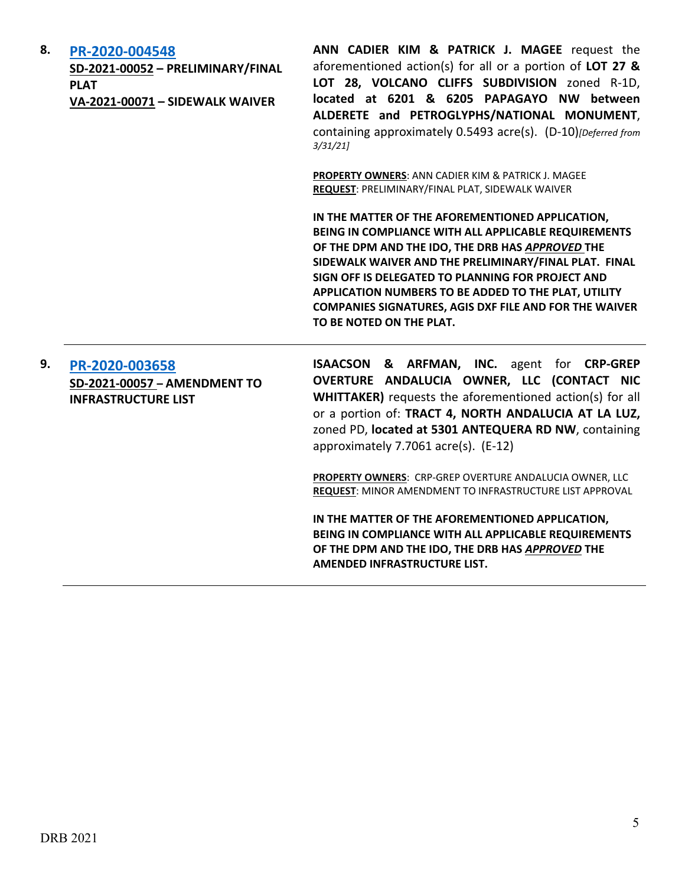**8.** **[PR-2020-004548](PR-2020-004548)**

**SD-2021-00052 – PRELIMINARY/FINAL PLAT**

**VA-2021-00071 – SIDEWALK WAIVER**

**ANN CADIER KIM & PATRICK J. MAGEE** request the aforementioned action(s) for all or a portion of **LOT 27 & LOT 28, VOLCANO CLIFFS SUBDIVISION** zoned R-1D, **located at 6201 & 6205 PAPAGAYO NW between ALDERETE and PETROGLYPHS/NATIONAL MONUMENT**, containing approximately 0.5493 acre(s). (D-10)*[Deferred from 3/31/21]*

**PROPERTY OWNERS**: ANN CADIER KIM & PATRICK J. MAGEE
**REQUEST**: PRELIMINARY/FINAL PLAT, SIDEWALK WAIVER

**IN THE MATTER OF THE AFOREMENTIONED APPLICATION, BEING IN COMPLIANCE WITH ALL APPLICABLE REQUIREMENTS OF THE DPM AND THE IDO, THE DRB HAS *APPROVED* THE SIDEWALK WAIVER AND THE PRELIMINARY/FINAL PLAT. FINAL SIGN OFF IS DELEGATED TO PLANNING FOR PROJECT AND APPLICATION NUMBERS TO BE ADDED TO THE PLAT, UTILITY COMPANIES SIGNATURES, AGIS DXF FILE AND FOR THE WAIVER TO BE NOTED ON THE PLAT.**

---

**9.** **[PR-2020-003658](PR-2020-003658)**

**SD-2021-00057 – AMENDMENT TO INFRASTRUCTURE LIST**

**ISAACSON & ARFMAN, INC.** agent for **CRP-GREP OVERTURE ANDALUCIA OWNER, LLC (CONTACT NIC WHITTAKER)** requests the aforementioned action(s) for all or a portion of: **TRACT 4, NORTH ANDALUCIA AT LA LUZ,** zoned PD, **located at 5301 ANTEQUERA RD NW**, containing approximately 7.7061 acre(s). (E-12)

**PROPERTY OWNERS**: CRP-GREP OVERTURE ANDALUCIA OWNER, LLC
**REQUEST**: MINOR AMENDMENT TO INFRASTRUCTURE LIST APPROVAL

**IN THE MATTER OF THE AFOREMENTIONED APPLICATION, BEING IN COMPLIANCE WITH ALL APPLICABLE REQUIREMENTS OF THE DPM AND THE IDO, THE DRB HAS *APPROVED* THE AMENDED INFRASTRUCTURE LIST.**

---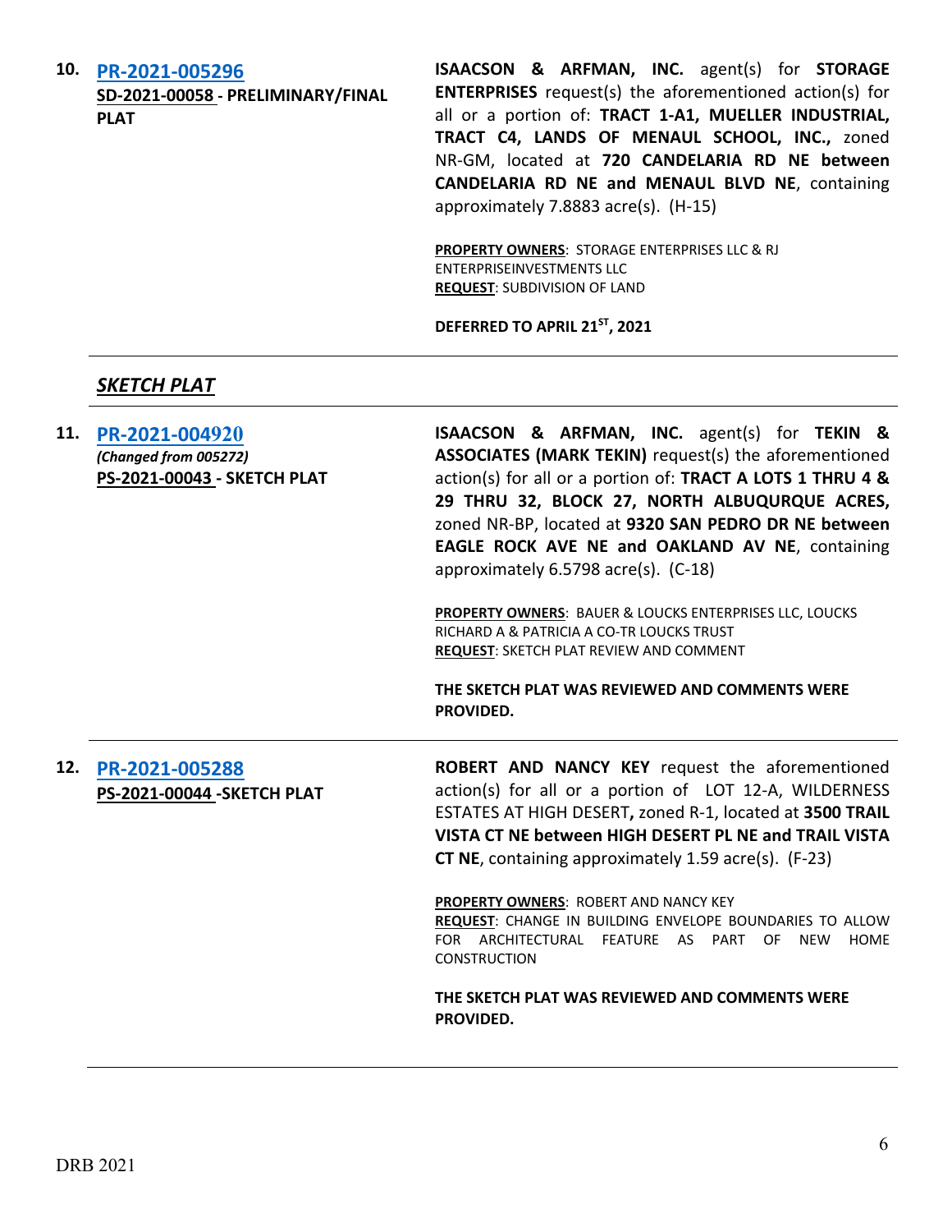10. **PR-2021-005296**
**SD-2021-00058 - PRELIMINARY/FINAL PLAT**

**ISAACSON & ARFMAN, INC.** agent(s) for **STORAGE ENTERPRISES** request(s) the aforementioned action(s) for all or a portion of: **TRACT 1-A1, MUELLER INDUSTRIAL, TRACT C4, LANDS OF MENAUL SCHOOL, INC.,** zoned NR-GM, located at **720 CANDELARIA RD NE between CANDELARIA RD NE and MENAUL BLVD NE**, containing approximately 7.8883 acre(s). (H-15)

**PROPERTY OWNERS**: STORAGE ENTERPRISES LLC & RJ ENTERPRISEINVESTMENTS LLC
**REQUEST**: SUBDIVISION OF LAND

**DEFERRED TO APRIL 21ST, 2021**

---

## *SKETCH PLAT*

---

11. **PR-2021-004920**
*(Changed from 005272)*
**PS-2021-00043 - SKETCH PLAT**

**ISAACSON & ARFMAN, INC.** agent(s) for **TEKIN & ASSOCIATES (MARK TEKIN)** request(s) the aforementioned action(s) for all or a portion of: **TRACT A LOTS 1 THRU 4 & 29 THRU 32, BLOCK 27, NORTH ALBUQUERQUE ACRES,** zoned NR-BP, located at **9320 SAN PEDRO DR NE between EAGLE ROCK AVE NE and OAKLAND AV NE**, containing approximately 6.5798 acre(s). (C-18)

**PROPERTY OWNERS**: BAUER & LOUCKS ENTERPRISES LLC, LOUCKS RICHARD A & PATRICIA A CO-TR LOUCKS TRUST
**REQUEST**: SKETCH PLAT REVIEW AND COMMENT

**THE SKETCH PLAT WAS REVIEWED AND COMMENTS WERE PROVIDED.**

---

12. **PR-2021-005288**
**PS-2021-00044 -SKETCH PLAT**

**ROBERT AND NANCY KEY** request the aforementioned action(s) for all or a portion of LOT 12-A, WILDERNESS ESTATES AT HIGH DESERT**,** zoned R-1, located at **3500 TRAIL VISTA CT NE between HIGH DESERT PL NE and TRAIL VISTA CT NE**, containing approximately 1.59 acre(s). (F-23)

**PROPERTY OWNERS**: ROBERT AND NANCY KEY
**REQUEST**: CHANGE IN BUILDING ENVELOPE BOUNDARIES TO ALLOW FOR ARCHITECTURAL FEATURE AS PART OF NEW HOME CONSTRUCTION

**THE SKETCH PLAT WAS REVIEWED AND COMMENTS WERE PROVIDED.**

---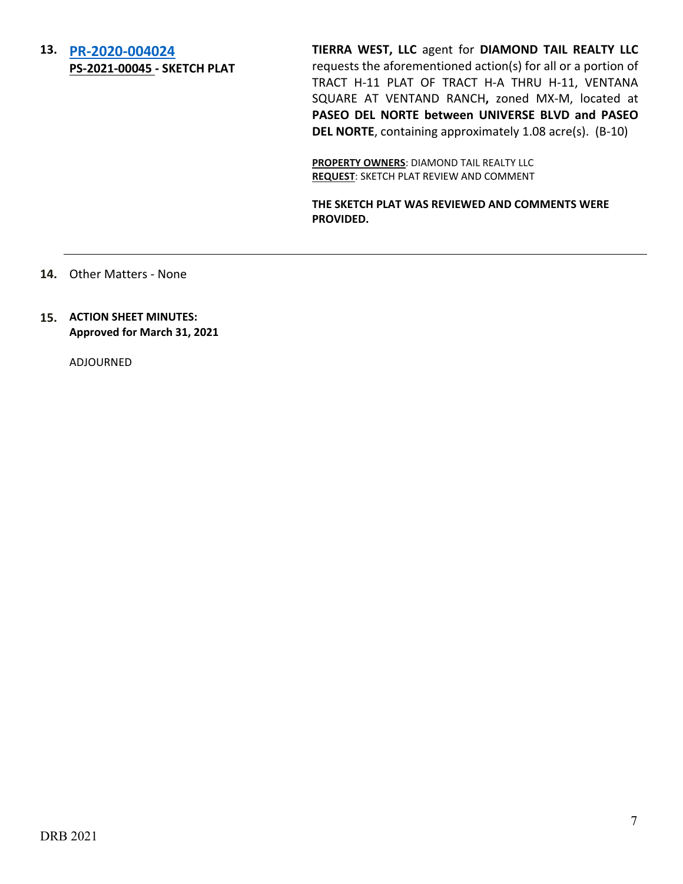**13.** **[PR-2020-004024](PR-2020-004024)**
**PS-2021-00045 - SKETCH PLAT**

**TIERRA WEST, LLC** agent for **DIAMOND TAIL REALTY LLC** requests the aforementioned action(s) for all or a portion of TRACT H-11 PLAT OF TRACT H-A THRU H-11, VENTANA SQUARE AT VENTAND RANCH**,** zoned MX-M, located at **PASEO DEL NORTE between UNIVERSE BLVD and PASEO DEL NORTE**, containing approximately 1.08 acre(s). (B-10)

**PROPERTY OWNERS**: DIAMOND TAIL REALTY LLC
**REQUEST**: SKETCH PLAT REVIEW AND COMMENT

**THE SKETCH PLAT WAS REVIEWED AND COMMENTS WERE PROVIDED.**

---

**14.** Other Matters - None

**15.** **ACTION SHEET MINUTES:**
**Approved for March 31, 2021**

ADJOURNED

DRB 2021